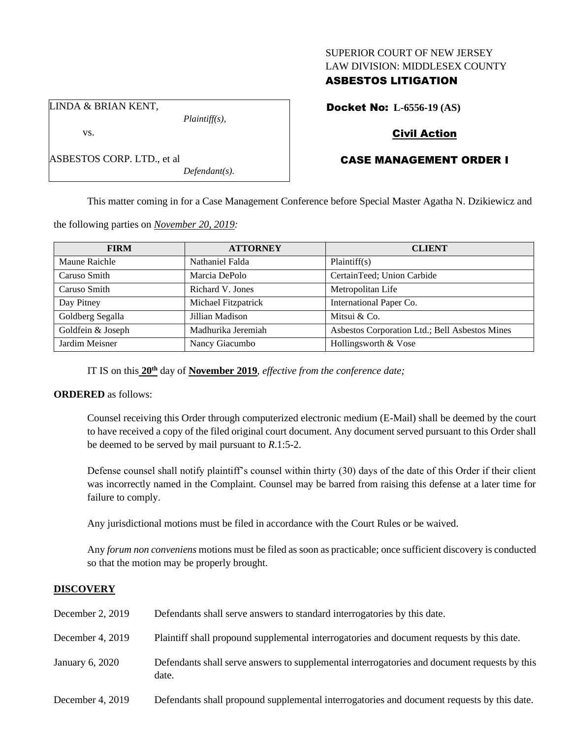SUPERIOR COURT OF NEW JERSEY
LAW DIVISION: MIDDLESEX COUNTY
**ASBESTOS LITIGATION**

LINDA & BRIAN KENT,
*Plaintiff(s),*
vs.
ASBESTOS CORP. LTD., et al
*Defendant(s).*

**Docket No: L-6556-19 (AS)**

**Civil Action**

**CASE MANAGEMENT ORDER I**

This matter coming in for a Case Management Conference before Special Master Agatha N. Dzikiewicz and the following parties on *November 20, 2019:*

| FIRM | ATTORNEY | CLIENT |
|---|---|---|
| Maune Raichle | Nathaniel Falda | Plaintiff(s) |
| Caruso Smith | Marcia DePolo | CertainTeed; Union Carbide |
| Caruso Smith | Richard V. Jones | Metropolitan Life |
| Day Pitney | Michael Fitzpatrick | International Paper Co. |
| Goldberg Segalla | Jillian Madison | Mitsui & Co. |
| Goldfein & Joseph | Madhurika Jeremiah | Asbestos Corporation Ltd.; Bell Asbestos Mines |
| Jardim Meisner | Nancy Giacumbo | Hollingsworth & Vose |

IT IS on this **20th** day of **November 2019**, *effective from the conference date;*

**ORDERED** as follows:

Counsel receiving this Order through computerized electronic medium (E-Mail) shall be deemed by the court to have received a copy of the filed original court document. Any document served pursuant to this Order shall be deemed to be served by mail pursuant to *R*.1:5-2.

Defense counsel shall notify plaintiff's counsel within thirty (30) days of the date of this Order if their client was incorrectly named in the Complaint. Counsel may be barred from raising this defense at a later time for failure to comply.

Any jurisdictional motions must be filed in accordance with the Court Rules or be waived.

Any *forum non conveniens* motions must be filed as soon as practicable; once sufficient discovery is conducted so that the motion may be properly brought.

## DISCOVERY

| | |
|---|---|
| December 2, 2019 | Defendants shall serve answers to standard interrogatories by this date. |
| December 4, 2019 | Plaintiff shall propound supplemental interrogatories and document requests by this date. |
| January 6, 2020 | Defendants shall serve answers to supplemental interrogatories and document requests by this date. |
| December 4, 2019 | Defendants shall propound supplemental interrogatories and document requests by this date. |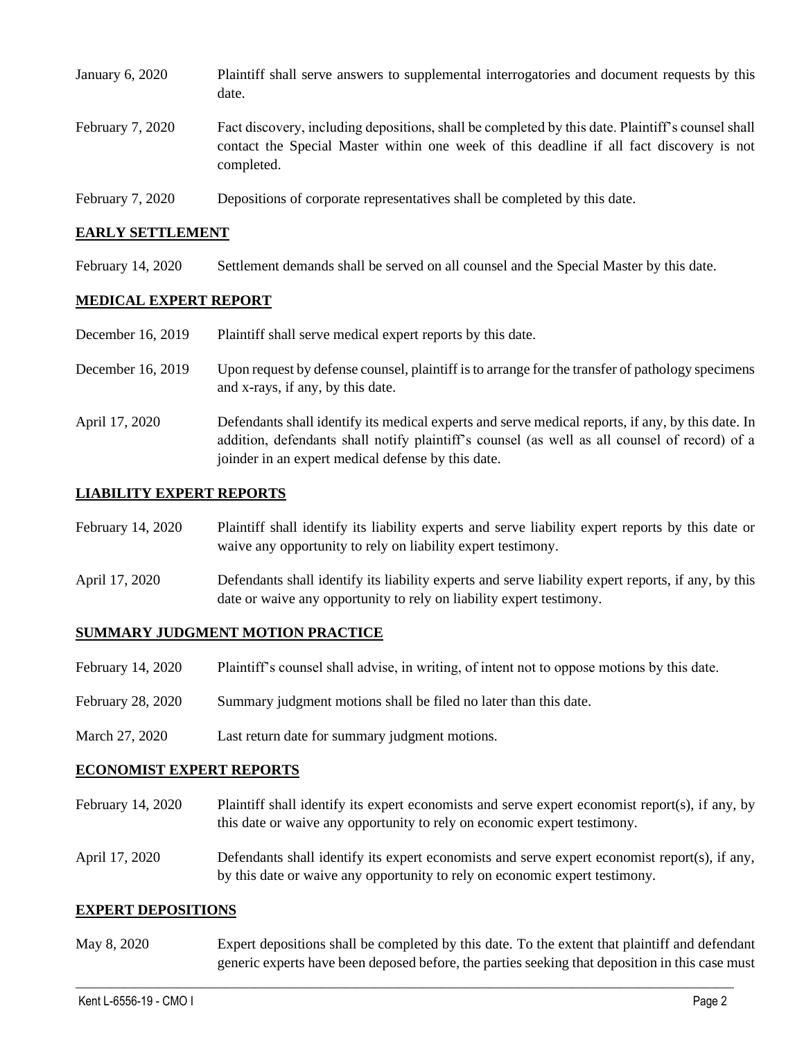| | |
|---|---|
| January 6, 2020 | Plaintiff shall serve answers to supplemental interrogatories and document requests by this date. |
| February 7, 2020 | Fact discovery, including depositions, shall be completed by this date. Plaintiff's counsel shall contact the Special Master within one week of this deadline if all fact discovery is not completed. |
| February 7, 2020 | Depositions of corporate representatives shall be completed by this date. |

## EARLY SETTLEMENT

| | |
|---|---|
| February 14, 2020 | Settlement demands shall be served on all counsel and the Special Master by this date. |

## MEDICAL EXPERT REPORT

| | |
|---|---|
| December 16, 2019 | Plaintiff shall serve medical expert reports by this date. |
| December 16, 2019 | Upon request by defense counsel, plaintiff is to arrange for the transfer of pathology specimens and x-rays, if any, by this date. |
| April 17, 2020 | Defendants shall identify its medical experts and serve medical reports, if any, by this date. In addition, defendants shall notify plaintiff's counsel (as well as all counsel of record) of a joinder in an expert medical defense by this date. |

## LIABILITY EXPERT REPORTS

| | |
|---|---|
| February 14, 2020 | Plaintiff shall identify its liability experts and serve liability expert reports by this date or waive any opportunity to rely on liability expert testimony. |
| April 17, 2020 | Defendants shall identify its liability experts and serve liability expert reports, if any, by this date or waive any opportunity to rely on liability expert testimony. |

## SUMMARY JUDGMENT MOTION PRACTICE

| | |
|---|---|
| February 14, 2020 | Plaintiff's counsel shall advise, in writing, of intent not to oppose motions by this date. |
| February 28, 2020 | Summary judgment motions shall be filed no later than this date. |
| March 27, 2020 | Last return date for summary judgment motions. |

## ECONOMIST EXPERT REPORTS

| | |
|---|---|
| February 14, 2020 | Plaintiff shall identify its expert economists and serve expert economist report(s), if any, by this date or waive any opportunity to rely on economic expert testimony. |
| April 17, 2020 | Defendants shall identify its expert economists and serve expert economist report(s), if any, by this date or waive any opportunity to rely on economic expert testimony. |

## EXPERT DEPOSITIONS

| | |
|---|---|
| May 8, 2020 | Expert depositions shall be completed by this date. To the extent that plaintiff and defendant generic experts have been deposed before, the parties seeking that deposition in this case must |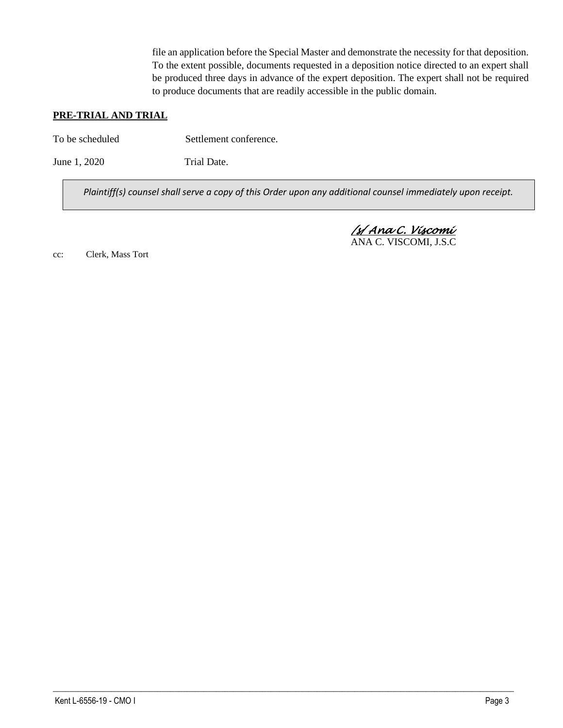file an application before the Special Master and demonstrate the necessity for that deposition. To the extent possible, documents requested in a deposition notice directed to an expert shall be produced three days in advance of the expert deposition. The expert shall not be required to produce documents that are readily accessible in the public domain.

**PRE-TRIAL AND TRIAL**

| | |
|---|---|
| To be scheduled | Settlement conference. |
| June 1, 2020 | Trial Date. |

*Plaintiff(s) counsel shall serve a copy of this Order upon any additional counsel immediately upon receipt.*

/s/ Ana C. Viscomi
ANA C. VISCOMI, J.S.C

cc: Clerk, Mass Tort